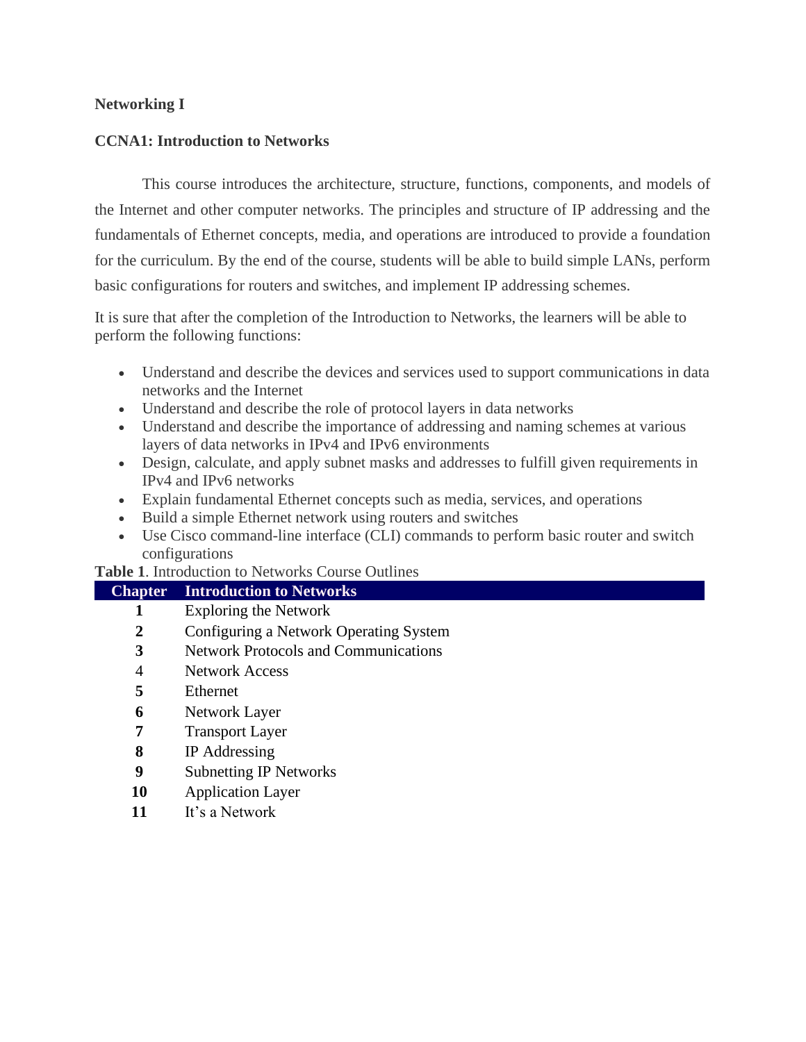**Networking I**

**CCNA1: Introduction to Networks**

This course introduces the architecture, structure, functions, components, and models of the Internet and other computer networks. The principles and structure of IP addressing and the fundamentals of Ethernet concepts, media, and operations are introduced to provide a foundation for the curriculum. By the end of the course, students will be able to build simple LANs, perform basic configurations for routers and switches, and implement IP addressing schemes.

It is sure that after the completion of the Introduction to Networks, the learners will be able to perform the following functions:

- Understand and describe the devices and services used to support communications in data networks and the Internet
- Understand and describe the role of protocol layers in data networks
- Understand and describe the importance of addressing and naming schemes at various layers of data networks in IPv4 and IPv6 environments
- Design, calculate, and apply subnet masks and addresses to fulfill given requirements in IPv4 and IPv6 networks
- Explain fundamental Ethernet concepts such as media, services, and operations
- Build a simple Ethernet network using routers and switches
- Use Cisco command-line interface (CLI) commands to perform basic router and switch configurations

**Table 1**. Introduction to Networks Course Outlines

| Chapter | Introduction to Networks |
|---|---|
| **1** | Exploring the Network |
| **2** | Configuring a Network Operating System |
| **3** | Network Protocols and Communications |
| 4 | Network Access |
| **5** | Ethernet |
| **6** | Network Layer |
| **7** | Transport Layer |
| **8** | IP Addressing |
| **9** | Subnetting IP Networks |
| **10** | Application Layer |
| **11** | It's a Network |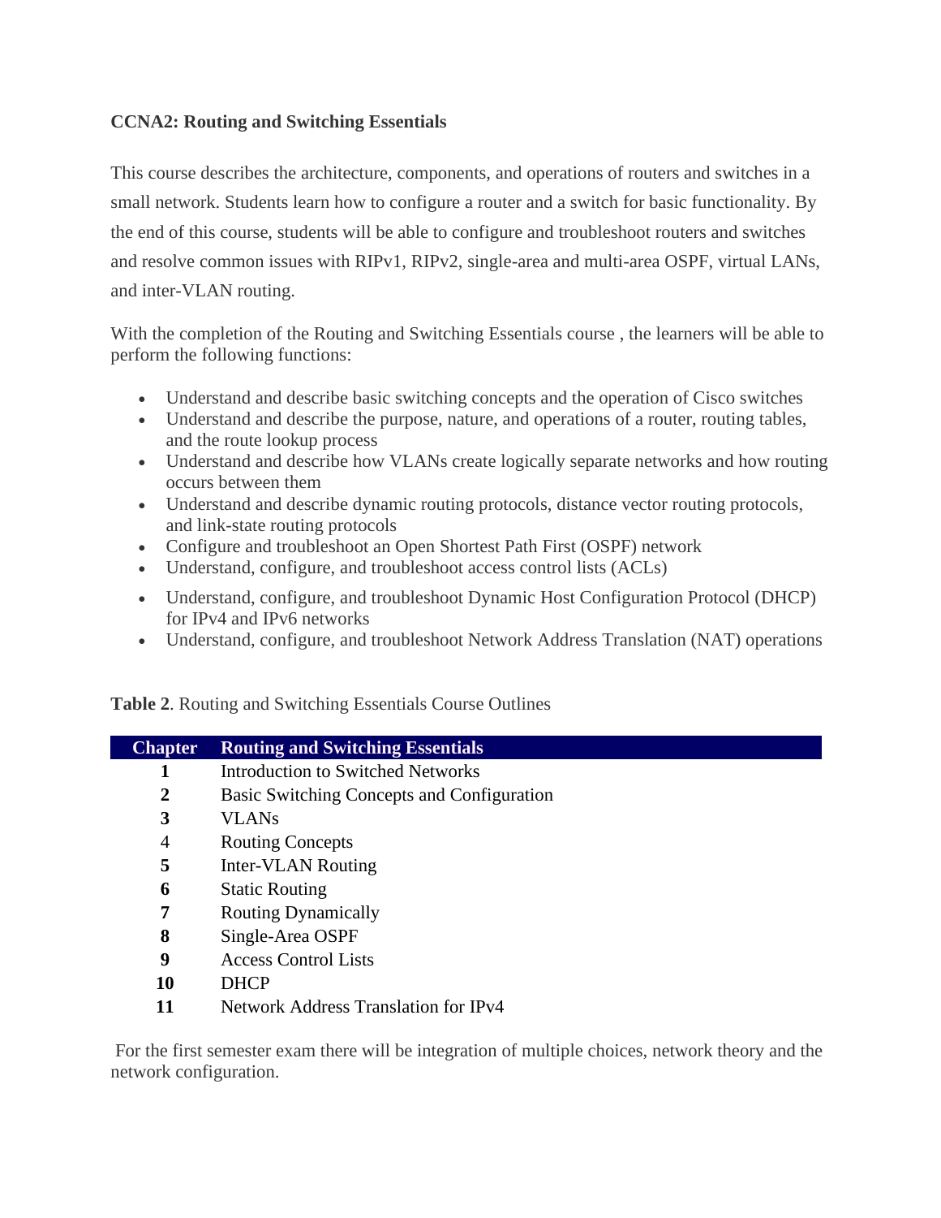**CCNA2: Routing and Switching Essentials**

This course describes the architecture, components, and operations of routers and switches in a small network. Students learn how to configure a router and a switch for basic functionality. By the end of this course, students will be able to configure and troubleshoot routers and switches and resolve common issues with RIPv1, RIPv2, single-area and multi-area OSPF, virtual LANs, and inter-VLAN routing.

With the completion of the Routing and Switching Essentials course , the learners will be able to perform the following functions:

- Understand and describe basic switching concepts and the operation of Cisco switches
- Understand and describe the purpose, nature, and operations of a router, routing tables, and the route lookup process
- Understand and describe how VLANs create logically separate networks and how routing occurs between them
- Understand and describe dynamic routing protocols, distance vector routing protocols, and link-state routing protocols
- Configure and troubleshoot an Open Shortest Path First (OSPF) network
- Understand, configure, and troubleshoot access control lists (ACLs)
- Understand, configure, and troubleshoot Dynamic Host Configuration Protocol (DHCP) for IPv4 and IPv6 networks
- Understand, configure, and troubleshoot Network Address Translation (NAT) operations

**Table 2**. Routing and Switching Essentials Course Outlines

| Chapter | Routing and Switching Essentials |
|---|---|
| **1** | Introduction to Switched Networks |
| **2** | Basic Switching Concepts and Configuration |
| **3** | VLANs |
| 4 | Routing Concepts |
| **5** | Inter-VLAN Routing |
| **6** | Static Routing |
| **7** | Routing Dynamically |
| **8** | Single-Area OSPF |
| **9** | Access Control Lists |
| **10** | DHCP |
| **11** | Network Address Translation for IPv4 |

For the first semester exam there will be integration of multiple choices, network theory and the network configuration.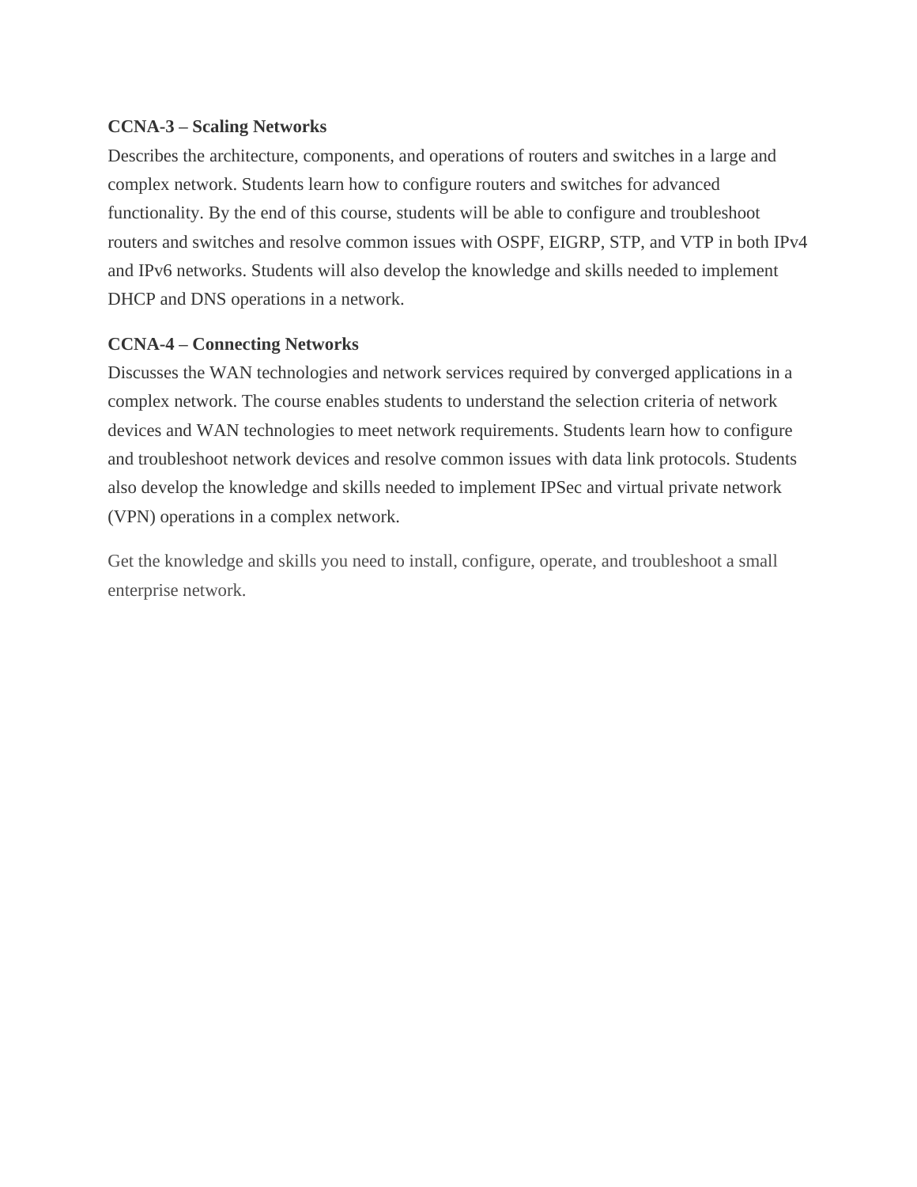**CCNA-3 – Scaling Networks**

Describes the architecture, components, and operations of routers and switches in a large and complex network. Students learn how to configure routers and switches for advanced functionality. By the end of this course, students will be able to configure and troubleshoot routers and switches and resolve common issues with OSPF, EIGRP, STP, and VTP in both IPv4 and IPv6 networks. Students will also develop the knowledge and skills needed to implement DHCP and DNS operations in a network.

**CCNA-4 – Connecting Networks**

Discusses the WAN technologies and network services required by converged applications in a complex network. The course enables students to understand the selection criteria of network devices and WAN technologies to meet network requirements. Students learn how to configure and troubleshoot network devices and resolve common issues with data link protocols. Students also develop the knowledge and skills needed to implement IPSec and virtual private network (VPN) operations in a complex network.

Get the knowledge and skills you need to install, configure, operate, and troubleshoot a small enterprise network.